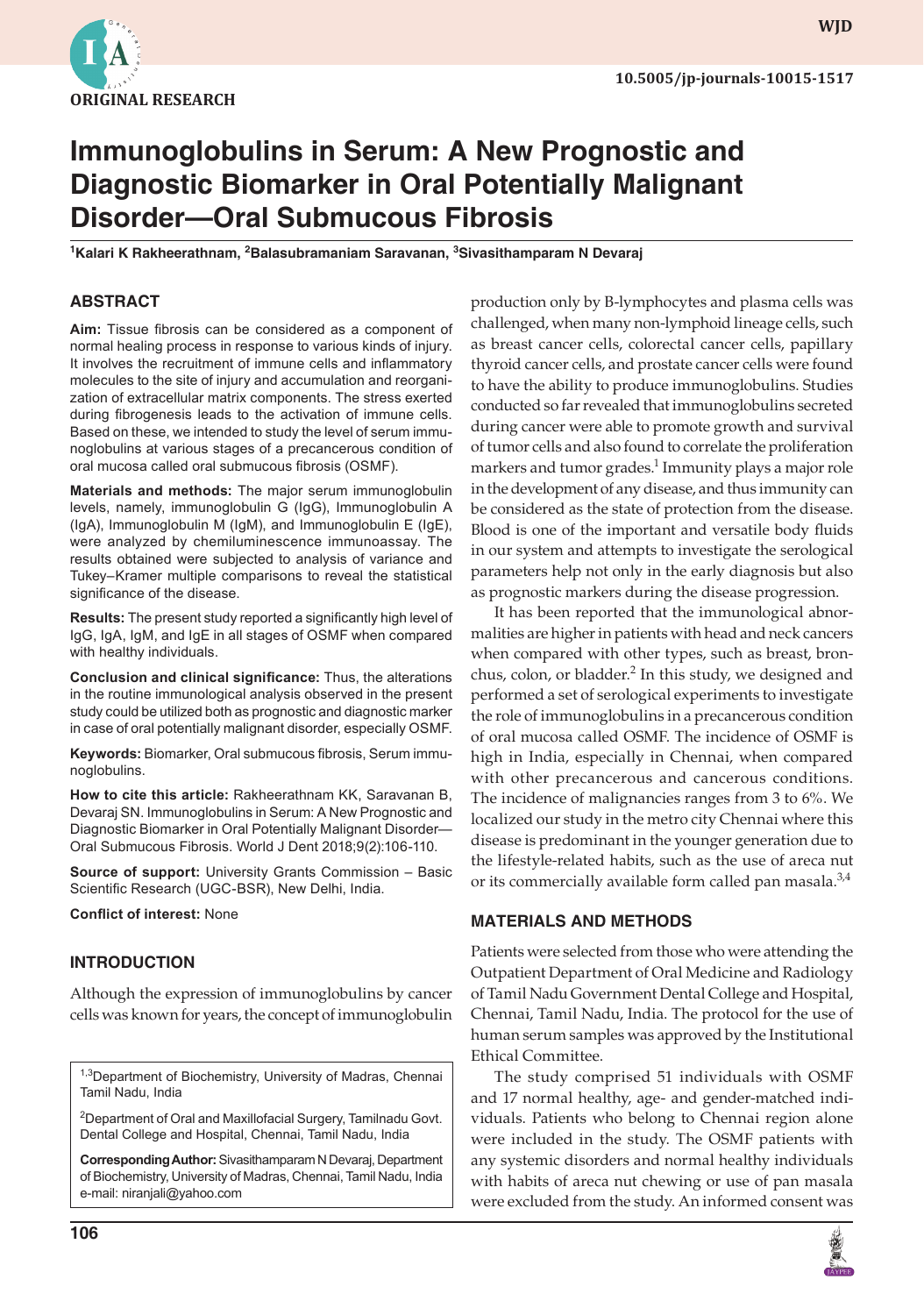ORIGINAL RESEARCH

10.5005/jp-journals-10015-1517

# Immunoglobulins in Serum: A New Prognostic and Diagnostic Biomarker in Oral Potentially Malignant Disorder—Oral Submucous Fibrosis

[1]Kalari K Rakheerathnam, [2]Balasubramaniam Saravanan, [3]Sivasithamparam N Devaraj

## ABSTRACT

**Aim:** Tissue fibrosis can be considered as a component of normal healing process in response to various kinds of injury. It involves the recruitment of immune cells and inflammatory molecules to the site of injury and accumulation and reorganization of extracellular matrix components. The stress exerted during fibrogenesis leads to the activation of immune cells. Based on these, we intended to study the level of serum immunoglobulins at various stages of a precancerous condition of oral mucosa called oral submucous fibrosis (OSMF).

**Materials and methods:** The major serum immunoglobulin levels, namely, immunoglobulin G (IgG), Immunoglobulin A (IgA), Immunoglobulin M (IgM), and Immunoglobulin E (IgE), were analyzed by chemiluminescence immunoassay. The results obtained were subjected to analysis of variance and Tukey–Kramer multiple comparisons to reveal the statistical significance of the disease.

**Results:** The present study reported a significantly high level of IgG, IgA, IgM, and IgE in all stages of OSMF when compared with healthy individuals.

**Conclusion and clinical significance:** Thus, the alterations in the routine immunological analysis observed in the present study could be utilized both as prognostic and diagnostic marker in case of oral potentially malignant disorder, especially OSMF.

**Keywords:** Biomarker, Oral submucous fibrosis, Serum immunoglobulins.

**How to cite this article:** Rakheerathnam KK, Saravanan B, Devaraj SN. Immunoglobulins in Serum: A New Prognostic and Diagnostic Biomarker in Oral Potentially Malignant Disorder—Oral Submucous Fibrosis. World J Dent 2018;9(2):106-110.

**Source of support:** University Grants Commission – Basic Scientific Research (UGC-BSR), New Delhi, India.

**Conflict of interest:** None

## INTRODUCTION

Although the expression of immunoglobulins by cancer cells was known for years, the concept of immunoglobulin production only by B-lymphocytes and plasma cells was challenged, when many non-lymphoid lineage cells, such as breast cancer cells, colorectal cancer cells, papillary thyroid cancer cells, and prostate cancer cells were found to have the ability to produce immunoglobulins. Studies conducted so far revealed that immunoglobulins secreted during cancer were able to promote growth and survival of tumor cells and also found to correlate the proliferation markers and tumor grades.[1] Immunity plays a major role in the development of any disease, and thus immunity can be considered as the state of protection from the disease. Blood is one of the important and versatile body fluids in our system and attempts to investigate the serological parameters help not only in the early diagnosis but also as prognostic markers during the disease progression.

It has been reported that the immunological abnormalities are higher in patients with head and neck cancers when compared with other types, such as breast, bronchus, colon, or bladder.[2] In this study, we designed and performed a set of serological experiments to investigate the role of immunoglobulins in a precancerous condition of oral mucosa called OSMF. The incidence of OSMF is high in India, especially in Chennai, when compared with other precancerous and cancerous conditions. The incidence of malignancies ranges from 3 to 6%. We localized our study in the metro city Chennai where this disease is predominant in the younger generation due to the lifestyle-related habits, such as the use of areca nut or its commercially available form called pan masala.[3,4]

## MATERIALS AND METHODS

Patients were selected from those who were attending the Outpatient Department of Oral Medicine and Radiology of Tamil Nadu Government Dental College and Hospital, Chennai, Tamil Nadu, India. The protocol for the use of human serum samples was approved by the Institutional Ethical Committee.

The study comprised 51 individuals with OSMF and 17 normal healthy, age- and gender-matched individuals. Patients who belong to Chennai region alone were included in the study. The OSMF patients with any systemic disorders and normal healthy individuals with habits of areca nut chewing or use of pan masala were excluded from the study. An informed consent was

[1,3]Department of Biochemistry, University of Madras, Chennai Tamil Nadu, India

[2]Department of Oral and Maxillofacial Surgery, Tamilnadu Govt. Dental College and Hospital, Chennai, Tamil Nadu, India

**Corresponding Author:** Sivasithamparam N Devaraj, Department of Biochemistry, University of Madras, Chennai, Tamil Nadu, India e-mail: niranjali@yahoo.com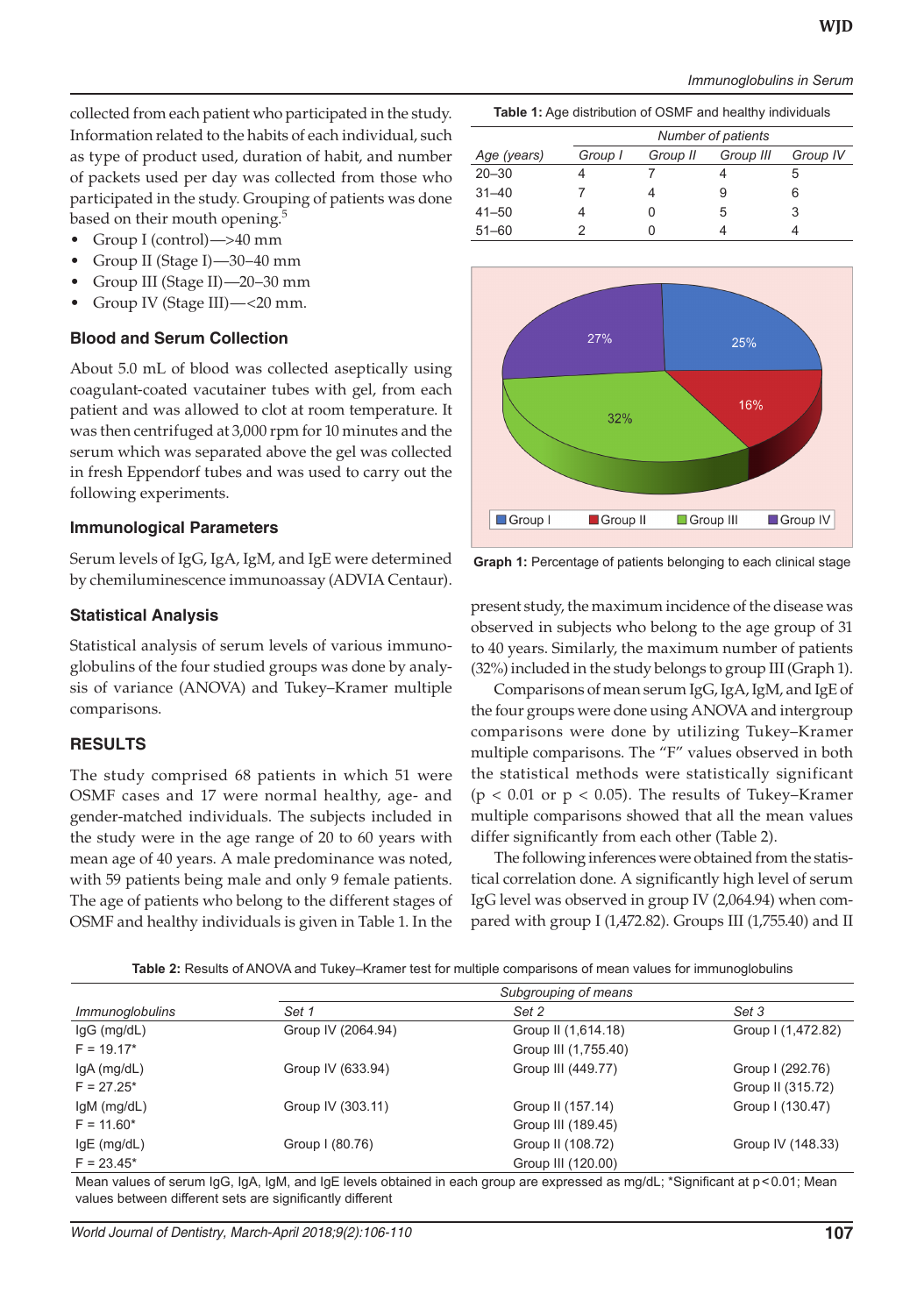collected from each patient who participated in the study. Information related to the habits of each individual, such as type of product used, duration of habit, and number of packets used per day was collected from those who participated in the study. Grouping of patients was done based on their mouth opening.[5]

- Group I (control)—>40 mm
- Group II (Stage I)—30–40 mm
- Group III (Stage II)—20–30 mm
- Group IV (Stage III)—<20 mm.

### Blood and Serum Collection

About 5.0 mL of blood was collected aseptically using coagulant-coated vacutainer tubes with gel, from each patient and was allowed to clot at room temperature. It was then centrifuged at 3,000 rpm for 10 minutes and the serum which was separated above the gel was collected in fresh Eppendorf tubes and was used to carry out the following experiments.

### Immunological Parameters

Serum levels of IgG, IgA, IgM, and IgE were determined by chemiluminescence immunoassay (ADVIA Centaur).

### Statistical Analysis

Statistical analysis of serum levels of various immunoglobulins of the four studied groups was done by analysis of variance (ANOVA) and Tukey–Kramer multiple comparisons.

## RESULTS

The study comprised 68 patients in which 51 were OSMF cases and 17 were normal healthy, age- and gender-matched individuals. The subjects included in the study were in the age range of 20 to 60 years with mean age of 40 years. A male predominance was noted, with 59 patients being male and only 9 female patients. The age of patients who belong to the different stages of OSMF and healthy individuals is given in Table 1. In the present study, the maximum incidence of the disease was observed in subjects who belong to the age group of 31 to 40 years. Similarly, the maximum number of patients (32%) included in the study belongs to group III (Graph 1).

**Table 1:** Age distribution of OSMF and healthy individuals

| Age (years) | Number of patients | | | |
|---|---|---|---|---|
| | Group I | Group II | Group III | Group IV |
| 20–30 | 4 | 7 | 4 | 5 |
| 31–40 | 7 | 4 | 9 | 6 |
| 41–50 | 4 | 0 | 5 | 3 |
| 51–60 | 2 | 0 | 4 | 4 |

Group I: 25%; Group II: 16%; Group III: 32%; Group IV: 27%

**Graph 1:** Percentage of patients belonging to each clinical stage

Comparisons of mean serum IgG, IgA, IgM, and IgE of the four groups were done using ANOVA and intergroup comparisons were done by utilizing Tukey–Kramer multiple comparisons. The "F" values observed in both the statistical methods were statistically significant ($p < 0.01$ or $p < 0.05$). The results of Tukey–Kramer multiple comparisons showed that all the mean values differ significantly from each other (Table 2).

The following inferences were obtained from the statistical correlation done. A significantly high level of serum IgG level was observed in group IV (2,064.94) when compared with group I (1,472.82). Groups III (1,755.40) and II

**Table 2:** Results of ANOVA and Tukey–Kramer test for multiple comparisons of mean values for immunoglobulins

| Immunoglobulins | Subgrouping of means | | |
|---|---|---|---|
| | Set 1 | Set 2 | Set 3 |
| IgG (mg/dL) | Group IV (2064.94) | Group II (1,614.18) | Group I (1,472.82) |
| $F = 19.17$* | | Group III (1,755.40) | |
| IgA (mg/dL) | Group IV (633.94) | Group III (449.77) | Group I (292.76) |
| $F = 27.25$* | | | Group II (315.72) |
| IgM (mg/dL) | Group IV (303.11) | Group II (157.14) | Group I (130.47) |
| $F = 11.60$* | | Group III (189.45) | |
| IgE (mg/dL) | Group I (80.76) | Group II (108.72) | Group IV (148.33) |
| $F = 23.45$* | | Group III (120.00) | |

Mean values of serum IgG, IgA, IgM, and IgE levels obtained in each group are expressed as mg/dL; *Significant at $p < 0.01$; Mean values between different sets are significantly different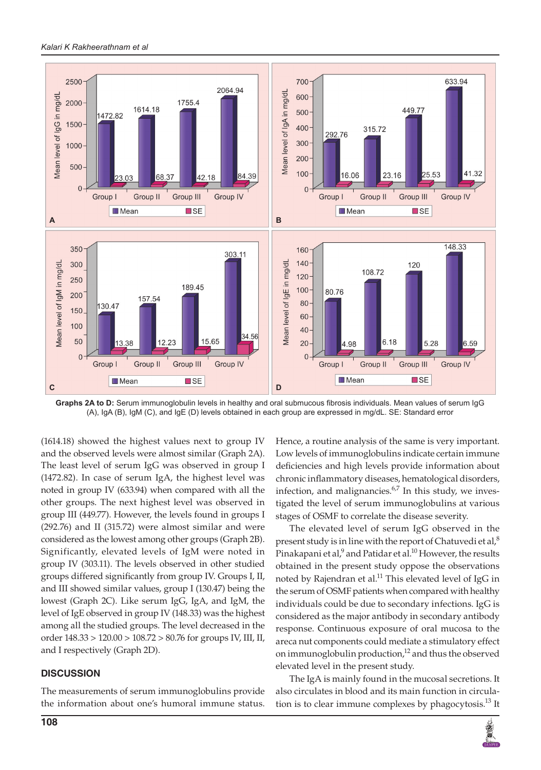**Graphs 2A to D:** Serum immunoglobulin levels in healthy and oral submucous fibrosis individuals. Mean values of serum IgG (A), IgA (B), IgM (C), and IgE (D) levels obtained in each group are expressed in mg/dL. SE: Standard error

(1614.18) showed the highest values next to group IV and the observed levels were almost similar (Graph 2A). The least level of serum IgG was observed in group I (1472.82). In case of serum IgA, the highest level was noted in group IV (633.94) when compared with all the other groups. The next highest level was observed in group III (449.77). However, the levels found in groups I (292.76) and II (315.72) were almost similar and were considered as the lowest among other groups (Graph 2B). Significantly, elevated levels of IgM were noted in group IV (303.11). The levels observed in other studied groups differed significantly from group IV. Groups I, II, and III showed similar values, group I (130.47) being the lowest (Graph 2C). Like serum IgG, IgA, and IgM, the level of IgE observed in group IV (148.33) was the highest among all the studied groups. The level decreased in the order 148.33 > 120.00 > 108.72 > 80.76 for groups IV, III, II, and I respectively (Graph 2D).

## DISCUSSION

The measurements of serum immunoglobulins provide the information about one's humoral immune status. Hence, a routine analysis of the same is very important. Low levels of immunoglobulins indicate certain immune deficiencies and high levels provide information about chronic inflammatory diseases, hematological disorders, infection, and malignancies.[6,7] In this study, we investigated the level of serum immunoglobulins at various stages of OSMF to correlate the disease severity.

The elevated level of serum IgG observed in the present study is in line with the report of Chatuvedi et al,[8] Pinakapani et al,[9] and Patidar et al.[10] However, the results obtained in the present study oppose the observations noted by Rajendran et al.[11] This elevated level of IgG in the serum of OSMF patients when compared with healthy individuals could be due to secondary infections. IgG is considered as the major antibody in secondary antibody response. Continuous exposure of oral mucosa to the areca nut components could mediate a stimulatory effect on immunoglobulin production,[12] and thus the observed elevated level in the present study.

The IgA is mainly found in the mucosal secretions. It also circulates in blood and its main function in circulation is to clear immune complexes by phagocytosis.[13] It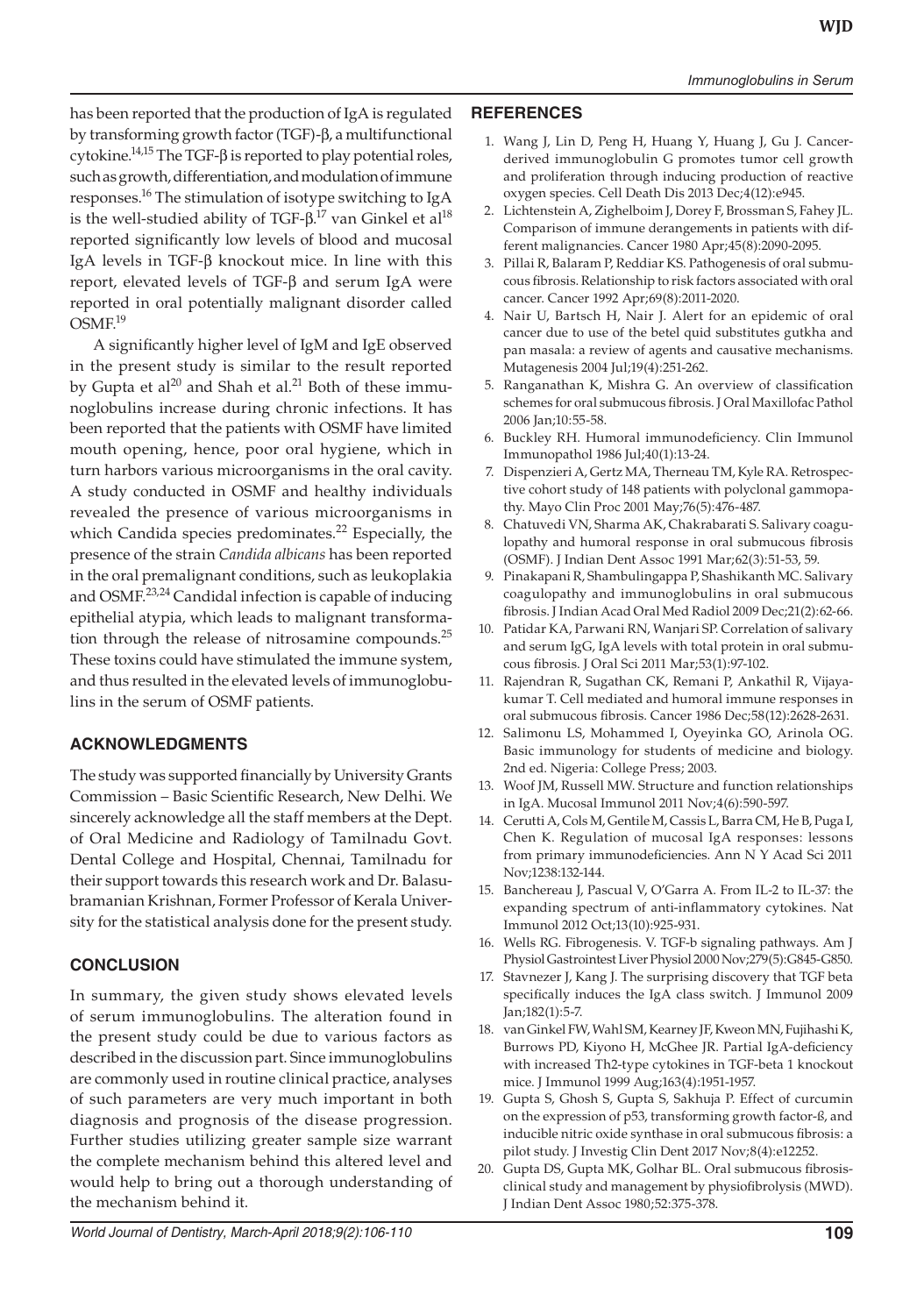has been reported that the production of IgA is regulated by transforming growth factor (TGF)-β, a multifunctional cytokine.[14,15] The TGF-β is reported to play potential roles, such as growth, differentiation, and modulation of immune responses.[16] The stimulation of isotype switching to IgA is the well-studied ability of TGF-β.[17] van Ginkel et al[18] reported significantly low levels of blood and mucosal IgA levels in TGF-β knockout mice. In line with this report, elevated levels of TGF-β and serum IgA were reported in oral potentially malignant disorder called OSMF.[19]

A significantly higher level of IgM and IgE observed in the present study is similar to the result reported by Gupta et al[20] and Shah et al.[21] Both of these immunoglobulins increase during chronic infections. It has been reported that the patients with OSMF have limited mouth opening, hence, poor oral hygiene, which in turn harbors various microorganisms in the oral cavity. A study conducted in OSMF and healthy individuals revealed the presence of various microorganisms in which Candida species predominates.[22] Especially, the presence of the strain *Candida albicans* has been reported in the oral premalignant conditions, such as leukoplakia and OSMF.[23,24] Candidal infection is capable of inducing epithelial atypia, which leads to malignant transformation through the release of nitrosamine compounds.[25] These toxins could have stimulated the immune system, and thus resulted in the elevated levels of immunoglobulins in the serum of OSMF patients.

## ACKNOWLEDGMENTS

The study was supported financially by University Grants Commission – Basic Scientific Research, New Delhi. We sincerely acknowledge all the staff members at the Dept. of Oral Medicine and Radiology of Tamilnadu Govt. Dental College and Hospital, Chennai, Tamilnadu for their support towards this research work and Dr. Balasubramanian Krishnan, Former Professor of Kerala University for the statistical analysis done for the present study.

## CONCLUSION

In summary, the given study shows elevated levels of serum immunoglobulins. The alteration found in the present study could be due to various factors as described in the discussion part. Since immunoglobulins are commonly used in routine clinical practice, analyses of such parameters are very much important in both diagnosis and prognosis of the disease progression. Further studies utilizing greater sample size warrant the complete mechanism behind this altered level and would help to bring out a thorough understanding of the mechanism behind it.

## REFERENCES

1. Wang J, Lin D, Peng H, Huang Y, Huang J, Gu J. Cancer-derived immunoglobulin G promotes tumor cell growth and proliferation through inducing production of reactive oxygen species. Cell Death Dis 2013 Dec;4(12):e945.
2. Lichtenstein A, Zighelboim J, Dorey F, Brossman S, Fahey JL. Comparison of immune derangements in patients with different malignancies. Cancer 1980 Apr;45(8):2090-2095.
3. Pillai R, Balaram P, Reddiar KS. Pathogenesis of oral submucous fibrosis. Relationship to risk factors associated with oral cancer. Cancer 1992 Apr;69(8):2011-2020.
4. Nair U, Bartsch H, Nair J. Alert for an epidemic of oral cancer due to use of the betel quid substitutes gutkha and pan masala: a review of agents and causative mechanisms. Mutagenesis 2004 Jul;19(4):251-262.
5. Ranganathan K, Mishra G. An overview of classification schemes for oral submucous fibrosis. J Oral Maxillofac Pathol 2006 Jan;10:55-58.
6. Buckley RH. Humoral immunodeficiency. Clin Immunol Immunopathol 1986 Jul;40(1):13-24.
7. Dispenzieri A, Gertz MA, Therneau TM, Kyle RA. Retrospective cohort study of 148 patients with polyclonal gammopathy. Mayo Clin Proc 2001 May;76(5):476-487.
8. Chatuvedi VN, Sharma AK, Chakrabarati S. Salivary coagulopathy and humoral response in oral submucous fibrosis (OSMF). J Indian Dent Assoc 1991 Mar;62(3):51-53, 59.
9. Pinakapani R, Shambulingappa P, Shashikanth MC. Salivary coagulopathy and immunoglobulins in oral submucous fibrosis. J Indian Acad Oral Med Radiol 2009 Dec;21(2):62-66.
10. Patidar KA, Parwani RN, Wanjari SP. Correlation of salivary and serum IgG, IgA levels with total protein in oral submucous fibrosis. J Oral Sci 2011 Mar;53(1):97-102.
11. Rajendran R, Sugathan CK, Remani P, Ankathil R, Vijayakumar T. Cell mediated and humoral immune responses in oral submucous fibrosis. Cancer 1986 Dec;58(12):2628-2631.
12. Salimonu LS, Mohammed I, Oyeyinka GO, Arinola OG. Basic immunology for students of medicine and biology. 2nd ed. Nigeria: College Press; 2003.
13. Woof JM, Russell MW. Structure and function relationships in IgA. Mucosal Immunol 2011 Nov;4(6):590-597.
14. Cerutti A, Cols M, Gentile M, Cassis L, Barra CM, He B, Puga I, Chen K. Regulation of mucosal IgA responses: lessons from primary immunodeficiencies. Ann N Y Acad Sci 2011 Nov;1238:132-144.
15. Banchereau J, Pascual V, O'Garra A. From IL-2 to IL-37: the expanding spectrum of anti-inflammatory cytokines. Nat Immunol 2012 Oct;13(10):925-931.
16. Wells RG. Fibrogenesis. V. TGF-b signaling pathways. Am J Physiol Gastrointest Liver Physiol 2000 Nov;279(5):G845-G850.
17. Stavnezer J, Kang J. The surprising discovery that TGF beta specifically induces the IgA class switch. J Immunol 2009 Jan;182(1):5-7.
18. van Ginkel FW, Wahl SM, Kearney JF, Kweon MN, Fujihashi K, Burrows PD, Kiyono H, McGhee JR. Partial IgA-deficiency with increased Th2-type cytokines in TGF-beta 1 knockout mice. J Immunol 1999 Aug;163(4):1951-1957.
19. Gupta S, Ghosh S, Gupta S, Sakhuja P. Effect of curcumin on the expression of p53, transforming growth factor-ß, and inducible nitric oxide synthase in oral submucous fibrosis: a pilot study. J Investig Clin Dent 2017 Nov;8(4):e12252.
20. Gupta DS, Gupta MK, Golhar BL. Oral submucous fibrosis-clinical study and management by physiofibrolysis (MWD). J Indian Dent Assoc 1980;52:375-378.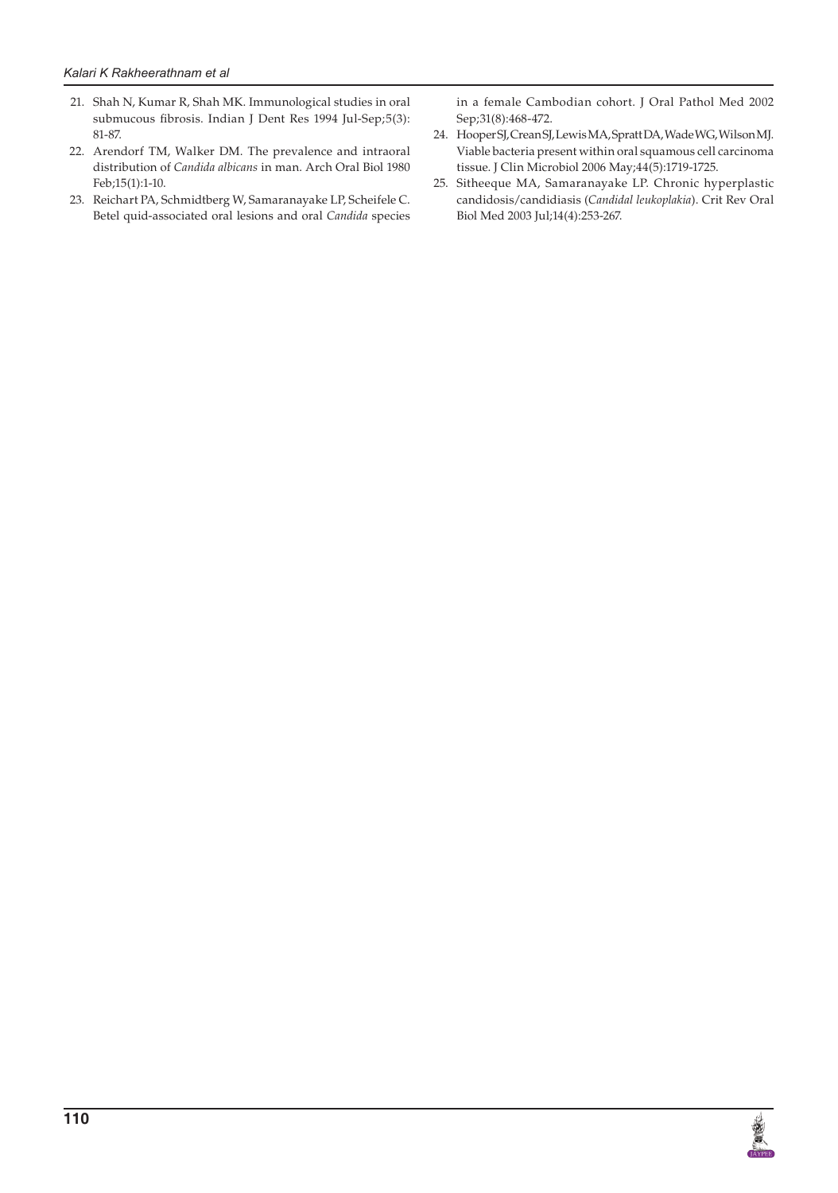21. Shah N, Kumar R, Shah MK. Immunological studies in oral submucous fibrosis. Indian J Dent Res 1994 Jul-Sep;5(3): 81-87.
22. Arendorf TM, Walker DM. The prevalence and intraoral distribution of *Candida albicans* in man. Arch Oral Biol 1980 Feb;15(1):1-10.
23. Reichart PA, Schmidtberg W, Samaranayake LP, Scheifele C. Betel quid-associated oral lesions and oral *Candida* species in a female Cambodian cohort. J Oral Pathol Med 2002 Sep;31(8):468-472.
24. Hooper SJ, Crean SJ, Lewis MA, Spratt DA, Wade WG, Wilson MJ. Viable bacteria present within oral squamous cell carcinoma tissue. J Clin Microbiol 2006 May;44(5):1719-1725.
25. Sitheeque MA, Samaranayake LP. Chronic hyperplastic candidosis/candidiasis (*Candidal leukoplakia*). Crit Rev Oral Biol Med 2003 Jul;14(4):253-267.